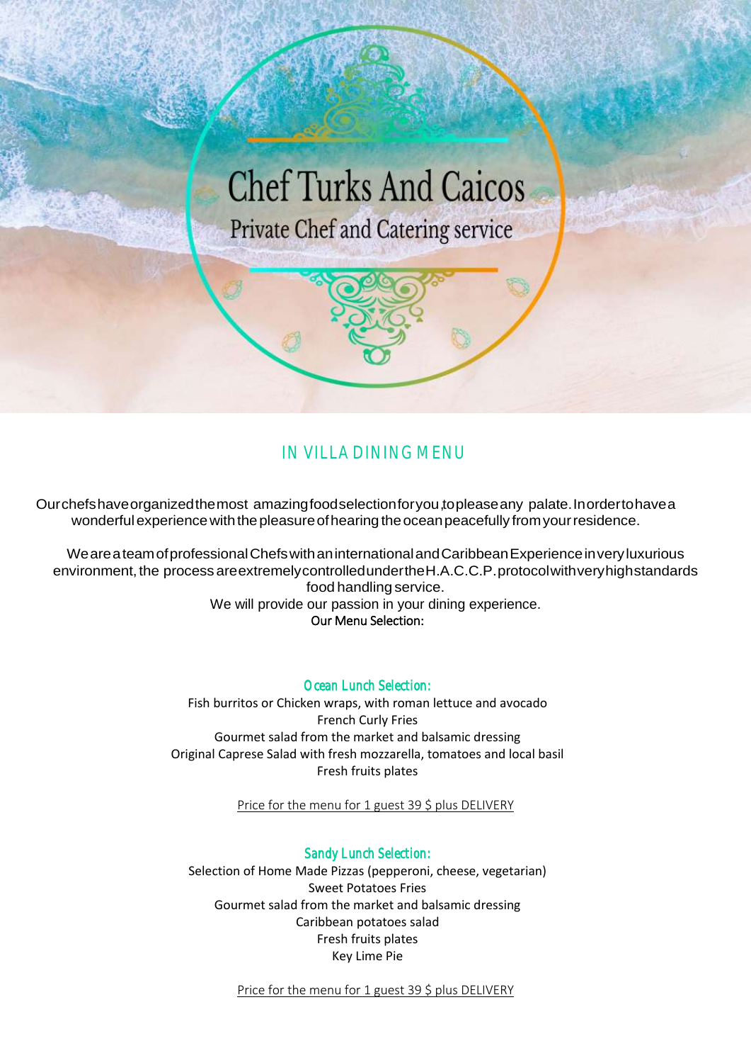# Chef Turks And Caicos

## Private Chef and Catering service

## IN VILLA DINING MENU

Our chefs have organized the most amazing food selection for you, to please any palate. In order to have a wonderful experience with the pleasure of hearing the ocean peacefully from your residence.

We are a team of professional Chefs with an international and Caribbean Experience in very luxurious environment, the process are extremely controlled under the H.A.C.C.P. protocol with very high standards food handling service.
We will provide our passion in your dining experience.
Our Menu Selection:

### Ocean Lunch Selection:

Fish burritos or Chicken wraps, with roman lettuce and avocado
French Curly Fries
Gourmet salad from the market and balsamic dressing
Original Caprese Salad with fresh mozzarella, tomatoes and local basil
Fresh fruits plates

Price for the menu for 1 guest 39 $ plus DELIVERY

### Sandy Lunch Selection:

Selection of Home Made Pizzas (pepperoni, cheese, vegetarian)
Sweet Potatoes Fries
Gourmet salad from the market and balsamic dressing
Caribbean potatoes salad
Fresh fruits plates
Key Lime Pie

Price for the menu for 1 guest 39 $ plus DELIVERY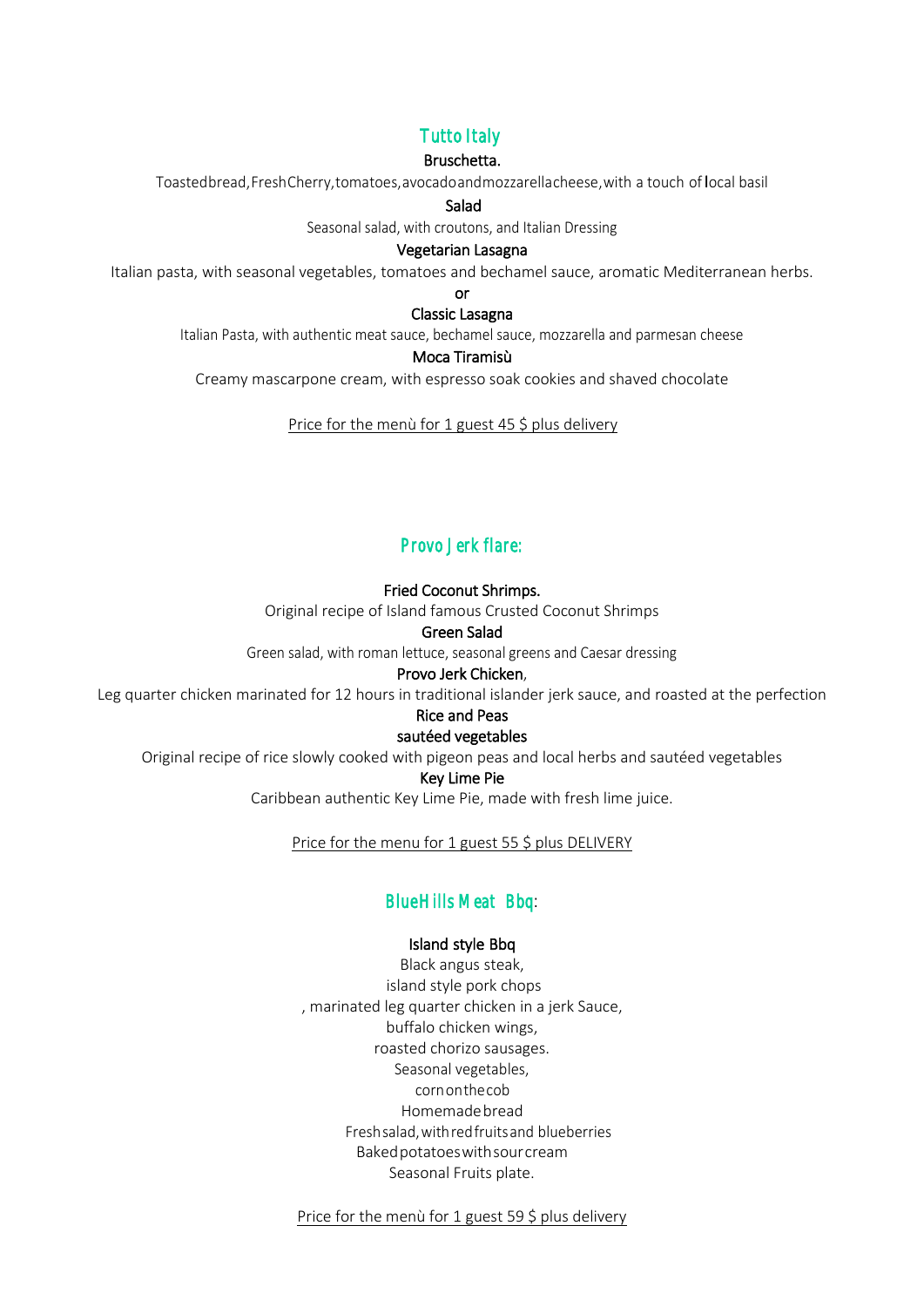## Tutto Italy

**Bruschetta.**

Toastedbread,FreshCherry,tomatoes,avocadoandmozzarellacheese,with a touch of local basil

**Salad**

Seasonal salad, with croutons, and Italian Dressing

**Vegetarian Lasagna**

Italian pasta, with seasonal vegetables, tomatoes and bechamel sauce, aromatic Mediterranean herbs.

**or**

**Classic Lasagna**

Italian Pasta, with authentic meat sauce, bechamel sauce, mozzarella and parmesan cheese

**Moca Tiramisù**

Creamy mascarpone cream, with espresso soak cookies and shaved chocolate

Price for the menù for 1 guest 45 $ plus delivery

## Provo Jerk flare:

**Fried Coconut Shrimps.**

Original recipe of Island famous Crusted Coconut Shrimps

**Green Salad**

Green salad, with roman lettuce, seasonal greens and Caesar dressing

**Provo Jerk Chicken**,

Leg quarter chicken marinated for 12 hours in traditional islander jerk sauce, and roasted at the perfection

**Rice and Peas**

**sautéed vegetables**

Original recipe of rice slowly cooked with pigeon peas and local herbs and sautéed vegetables

**Key Lime Pie**

Caribbean authentic Key Lime Pie, made with fresh lime juice.

Price for the menu for 1 guest 55 $ plus DELIVERY

## BlueHills Meat Bbq:

**Island style Bbq**

Black angus steak,
island style pork chops
, marinated leg quarter chicken in a jerk Sauce,
buffalo chicken wings,
roasted chorizo sausages.
Seasonal vegetables,
cornonthecob
Homemadebread
Freshsalad,withredfruitsand blueberries
Bakedpotatoeswithsourcream
Seasonal Fruits plate.

Price for the menù for 1 guest 59 $ plus delivery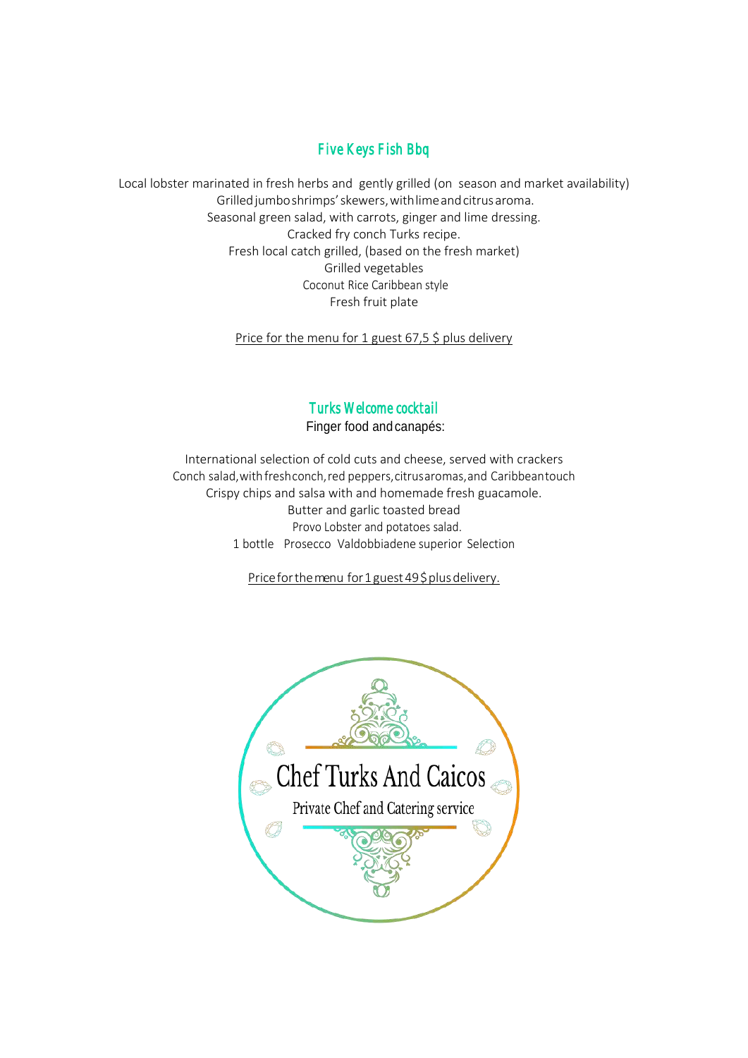## Five Keys Fish Bbq

Local lobster marinated in fresh herbs and gently grilled (on season and market availability)
Grilled jumbo shrimps' skewers, with lime and citrus aroma.
Seasonal green salad, with carrots, ginger and lime dressing.
Cracked fry conch Turks recipe.
Fresh local catch grilled, (based on the fresh market)
Grilled vegetables
Coconut Rice Caribbean style
Fresh fruit plate

Price for the menu for 1 guest 67,5 $ plus delivery

## Turks Welcome cocktail

Finger food and canapés:

International selection of cold cuts and cheese, served with crackers
Conch salad, with fresh conch, red peppers, citrus aromas, and Caribbean touch
Crispy chips and salsa with and homemade fresh guacamole.
Butter and garlic toasted bread
Provo Lobster and potatoes salad.
1 bottle Prosecco Valdobbiadene superior Selection

Price for the menu for 1 guest 49 $ plus delivery.

Chef Turks And Caicos
Private Chef and Catering service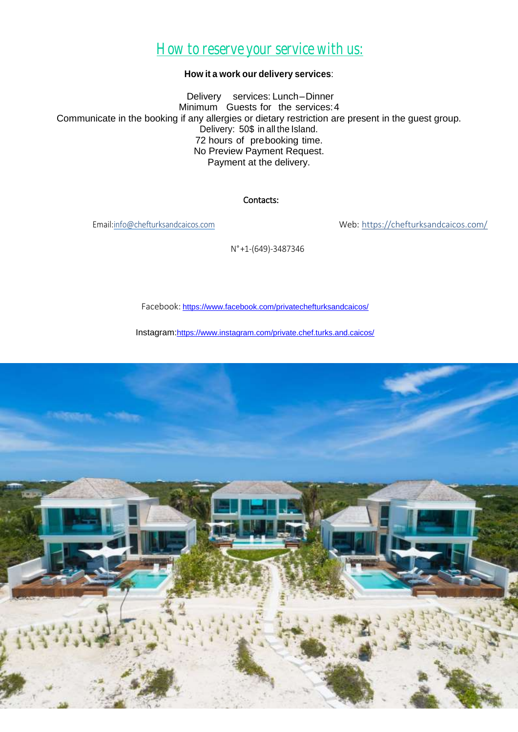## How to reserve your service with us:

**How it a work our delivery services**:

Delivery services: Lunch–Dinner
Minimum Guests for the services: 4
Communicate in the booking if any allergies or dietary restriction are present in the guest group.
Delivery: 50$ in all the Island.
72 hours of prebooking time.
No Preview Payment Request.
Payment at the delivery.

Contacts:

Email:info@chefturksandcaicos.com

Web: https://chefturksandcaicos.com/

N°+1-(649)-3487346

Facebook: https://www.facebook.com/privatechefturksandcaicos/

Instagram:https://www.instagram.com/private.chef.turks.and.caicos/